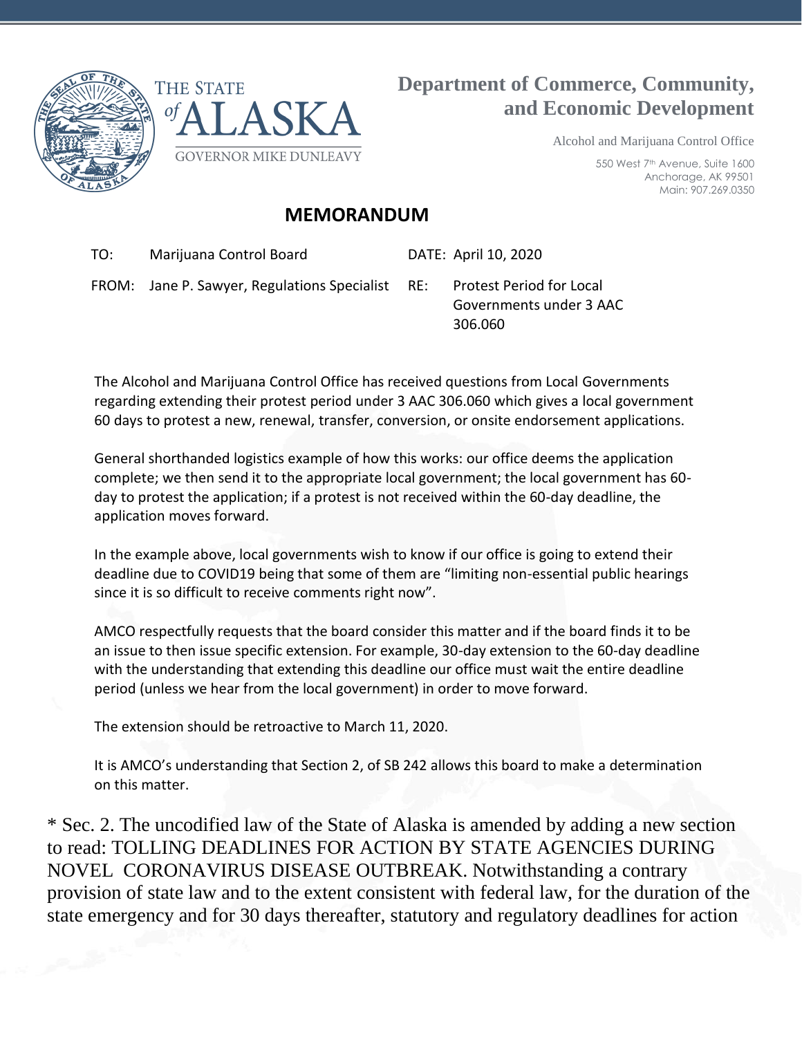THE STATE of ALASKA

GOVERNOR MIKE DUNLEAVY

**Department of Commerce, Community, and Economic Development**

Alcohol and Marijuana Control Office

550 West 7th Avenue, Suite 1600
Anchorage, AK 99501
Main: 907.269.0350

## MEMORANDUM

| | | | |
|---|---|---|---|
| TO: | Marijuana Control Board | DATE: | April 10, 2020 |
| FROM: | Jane P. Sawyer, Regulations Specialist | RE: | Protest Period for Local Governments under 3 AAC 306.060 |

The Alcohol and Marijuana Control Office has received questions from Local Governments regarding extending their protest period under 3 AAC 306.060 which gives a local government 60 days to protest a new, renewal, transfer, conversion, or onsite endorsement applications.

General shorthanded logistics example of how this works: our office deems the application complete; we then send it to the appropriate local government; the local government has 60-day to protest the application; if a protest is not received within the 60-day deadline, the application moves forward.

In the example above, local governments wish to know if our office is going to extend their deadline due to COVID19 being that some of them are "limiting non-essential public hearings since it is so difficult to receive comments right now".

AMCO respectfully requests that the board consider this matter and if the board finds it to be an issue to then issue specific extension. For example, 30-day extension to the 60-day deadline with the understanding that extending this deadline our office must wait the entire deadline period (unless we hear from the local government) in order to move forward.

The extension should be retroactive to March 11, 2020.

It is AMCO's understanding that Section 2, of SB 242 allows this board to make a determination on this matter.

* Sec. 2. The uncodified law of the State of Alaska is amended by adding a new section to read: TOLLING DEADLINES FOR ACTION BY STATE AGENCIES DURING NOVEL CORONAVIRUS DISEASE OUTBREAK. Notwithstanding a contrary provision of state law and to the extent consistent with federal law, for the duration of the state emergency and for 30 days thereafter, statutory and regulatory deadlines for action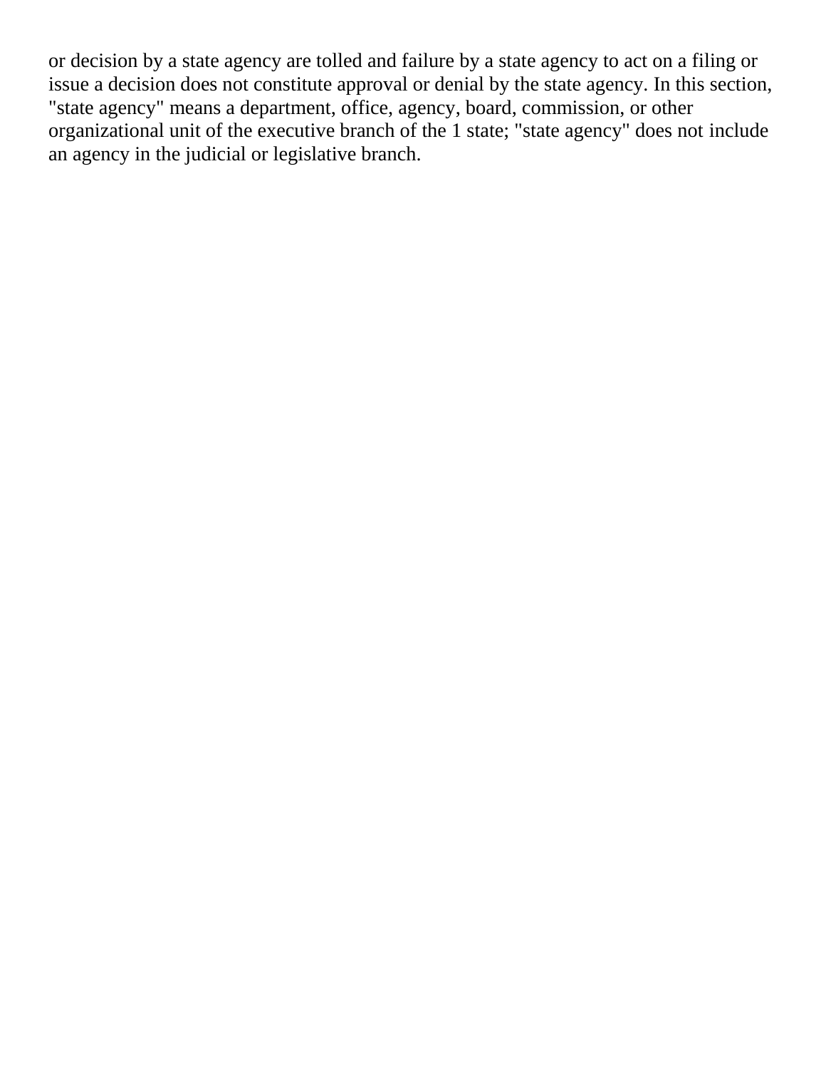or decision by a state agency are tolled and failure by a state agency to act on a filing or issue a decision does not constitute approval or denial by the state agency. In this section, "state agency" means a department, office, agency, board, commission, or other organizational unit of the executive branch of the 1 state; "state agency" does not include an agency in the judicial or legislative branch.